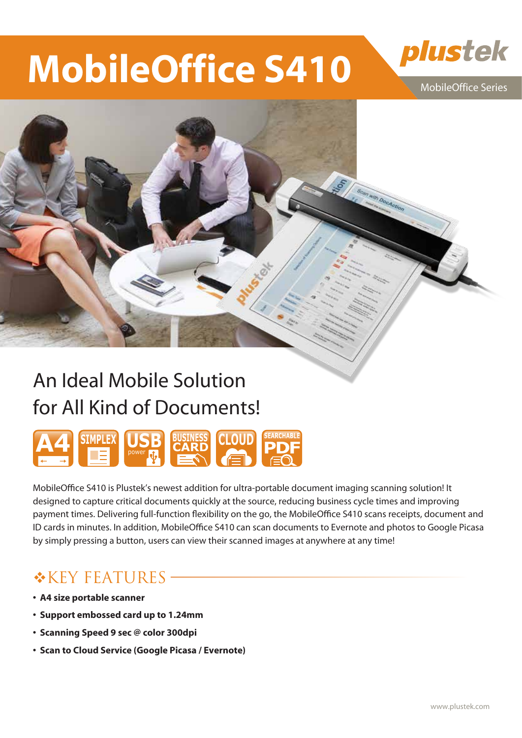# MobileOffice S410

plustek

MobileOffice Series

## An Ideal Mobile Solution for All Kind of Documents!

A4 | SIMPLEX | USB power | BUSINESS CARD | CLOUD | SEARCHABLE PDF

MobileOffice S410 is Plustek's newest addition for ultra-portable document imaging scanning solution! It designed to capture critical documents quickly at the source, reducing business cycle times and improving payment times. Delivering full-function flexibility on the go, the MobileOffice S410 scans receipts, document and ID cards in minutes. In addition, MobileOffice S410 can scan documents to Evernote and photos to Google Picasa by simply pressing a button, users can view their scanned images at anywhere at any time!

## KEY FEATURES

- **A4 size portable scanner**
- **Support embossed card up to 1.24mm**
- **Scanning Speed 9 sec @ color 300dpi**
- **Scan to Cloud Service (Google Picasa / Evernote)**

www.plustek.com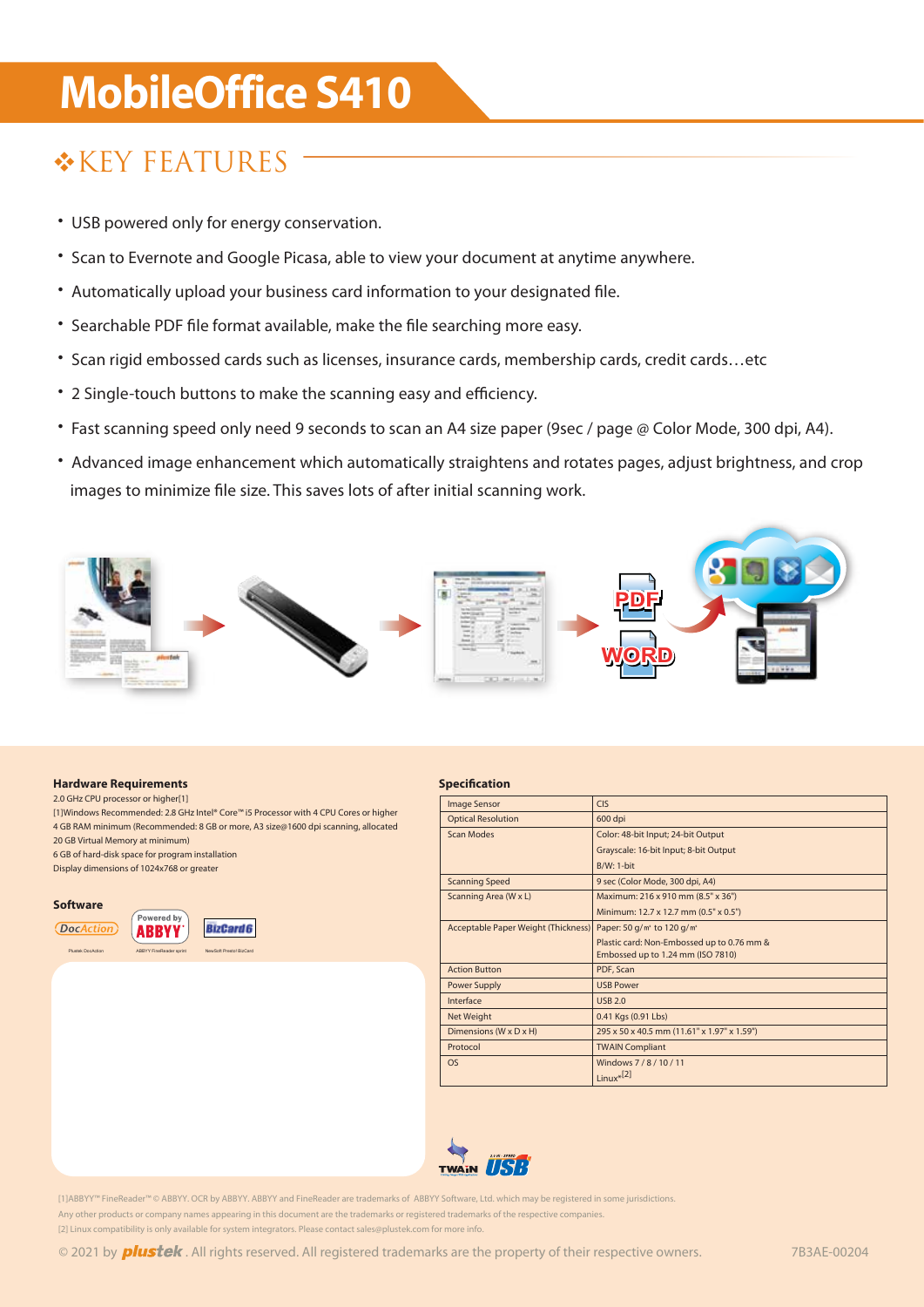# MobileOffice S410

## ❖KEY FEATURES

- USB powered only for energy conservation.
- Scan to Evernote and Google Picasa, able to view your document at anytime anywhere.
- Automatically upload your business card information to your designated file.
- Searchable PDF file format available, make the file searching more easy.
- Scan rigid embossed cards such as licenses, insurance cards, membership cards, credit cards…etc
- 2 Single-touch buttons to make the scanning easy and efficiency.
- Fast scanning speed only need 9 seconds to scan an A4 size paper (9sec / page @ Color Mode, 300 dpi, A4).
- Advanced image enhancement which automatically straightens and rotates pages, adjust brightness, and crop images to minimize file size. This saves lots of after initial scanning work.

PDF

WORD

### Hardware Requirements

2.0 GHz CPU processor or higher[1]
[1]Windows Recommended: 2.8 GHz Intel™ Core™ i5 Processor with 4 CPU Cores or higher
4 GB RAM minimum (Recommended: 8 GB or more, A3 size@1600 dpi scanning, allocated 20 GB Virtual Memory at minimum)
6 GB of hard-disk space for program installation
Display dimensions of 1024x768 or greater

### Software

DocAction — Plustek DocAction
Powered by ABBYY — ABBYY FineReader sprint
BizCard6 — NewSoft Presto! BizCard

### Specification

| | |
|---|---|
| Image Sensor | CIS |
| Optical Resolution | 600 dpi |
| Scan Modes | Color: 48-bit Input; 24-bit Output<br>Grayscale: 16-bit Input; 8-bit Output<br>B/W: 1-bit |
| Scanning Speed | 9 sec (Color Mode, 300 dpi, A4) |
| Scanning Area (W x L) | Maximum: 216 x 910 mm (8.5" x 36")<br>Minimum: 12.7 x 12.7 mm (0.5" x 0.5") |
| Acceptable Paper Weight (Thickness) | Paper: 50 g/m² to 120 g/m²<br>Plastic card: Non-Embossed up to 0.76 mm & Embossed up to 1.24 mm (ISO 7810) |
| Action Button | PDF, Scan |
| Power Supply | USB Power |
| Interface | USB 2.0 |
| Net Weight | 0.41 Kgs (0.91 Lbs) |
| Dimensions (W x D x H) | 295 x 50 x 40.5 mm (11.61" x 1.97" x 1.59") |
| Protocol | TWAIN Compliant |
| OS | Windows 7 / 8 / 10 / 11<br>Linux*[2] |

TWAIN USB

[1]ABBYY™ FineReader™ © ABBYY. OCR by ABBYY. ABBYY and FineReader are trademarks of ABBYY Software, Ltd. which may be registered in some jurisdictions.
Any other products or company names appearing in this document are the trademarks or registered trademarks of the respective companies.
[2] Linux compatibility is only available for system integrators. Please contact sales@plustek.com for more info.

© 2021 by plustek. All rights reserved. All registered trademarks are the property of their respective owners. 7B3AE-00204